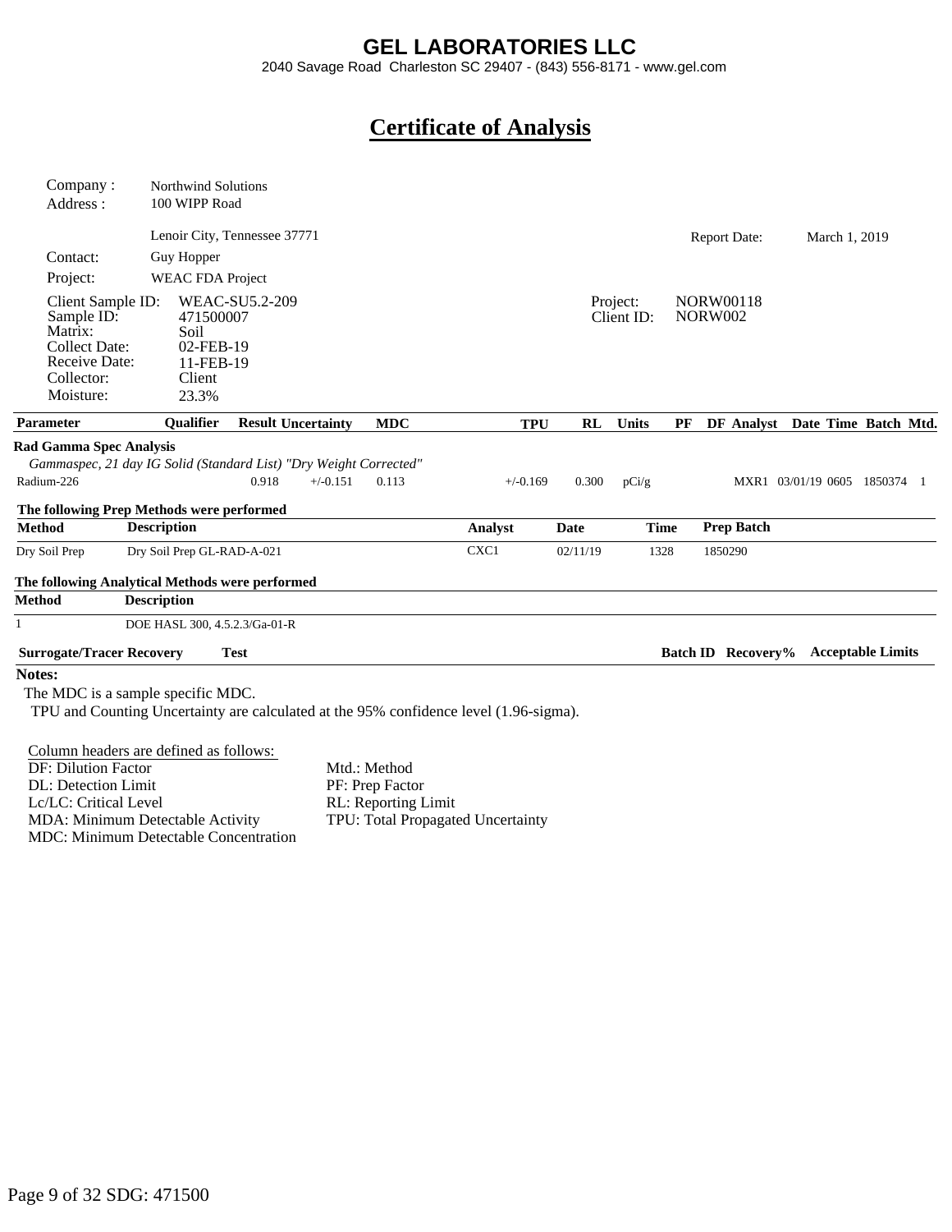# GEL LABORATORIES LLC

2040 Savage Road Charleston SC 29407 - (843) 556-8171 - www.gel.com

## Certificate of Analysis

| | | | | |
|---|---|---|---|---|
| Company : | Northwind Solutions | | | |
| Address : | 100 WIPP Road | | | |
| | Lenoir City, Tennessee 37771 | | Report Date: | March 1, 2019 |
| Contact: | Guy Hopper | | | |
| Project: | WEAC FDA Project | | | |

| | | | |
|---|---|---|---|
| Client Sample ID: | WEAC-SU5.2-209 | Project: | NORW00118 |
| Sample ID: | 471500007 | Client ID: | NORW002 |
| Matrix: | Soil | | |
| Collect Date: | 02-FEB-19 | | |
| Receive Date: | 11-FEB-19 | | |
| Collector: | Client | | |
| Moisture: | 23.3% | | |

| Parameter | Qualifier | Result | Uncertainty | MDC | TPU | RL | Units | PF | DF | Analyst | Date | Time | Batch | Mtd. |
|---|---|---|---|---|---|---|---|---|---|---|---|---|---|---|
| **Rad Gamma Spec Analysis** | | | | | | | | | | | | | | |
| *Gammaspec, 21 day IG Solid (Standard List) "Dry Weight Corrected"* | | | | | | | | | | | | | | |
| Radium-226 | | 0.918 | +/-0.151 | 0.113 | +/-0.169 | 0.300 | pCi/g | | | MXR1 | 03/01/19 | 0605 | 1850374 | 1 |

**The following Prep Methods were performed**

| Method | Description | Analyst | Date | Time | Prep Batch |
|---|---|---|---|---|---|
| Dry Soil Prep | Dry Soil Prep GL-RAD-A-021 | CXC1 | 02/11/19 | 1328 | 1850290 |

**The following Analytical Methods were performed**

| Method | Description |
|---|---|
| 1 | DOE HASL 300, 4.5.2.3/Ga-01-R |

| Surrogate/Tracer Recovery | Test | Batch ID | Recovery% | Acceptable Limits |
|---|---|---|---|---|

**Notes:**

The MDC is a sample specific MDC.

TPU and Counting Uncertainty are calculated at the 95% confidence level (1.96-sigma).

Column headers are defined as follows:

| | |
|---|---|
| DF: Dilution Factor | Mtd.: Method |
| DL: Detection Limit | PF: Prep Factor |
| Lc/LC: Critical Level | RL: Reporting Limit |
| MDA: Minimum Detectable Activity | TPU: Total Propagated Uncertainty |
| MDC: Minimum Detectable Concentration | |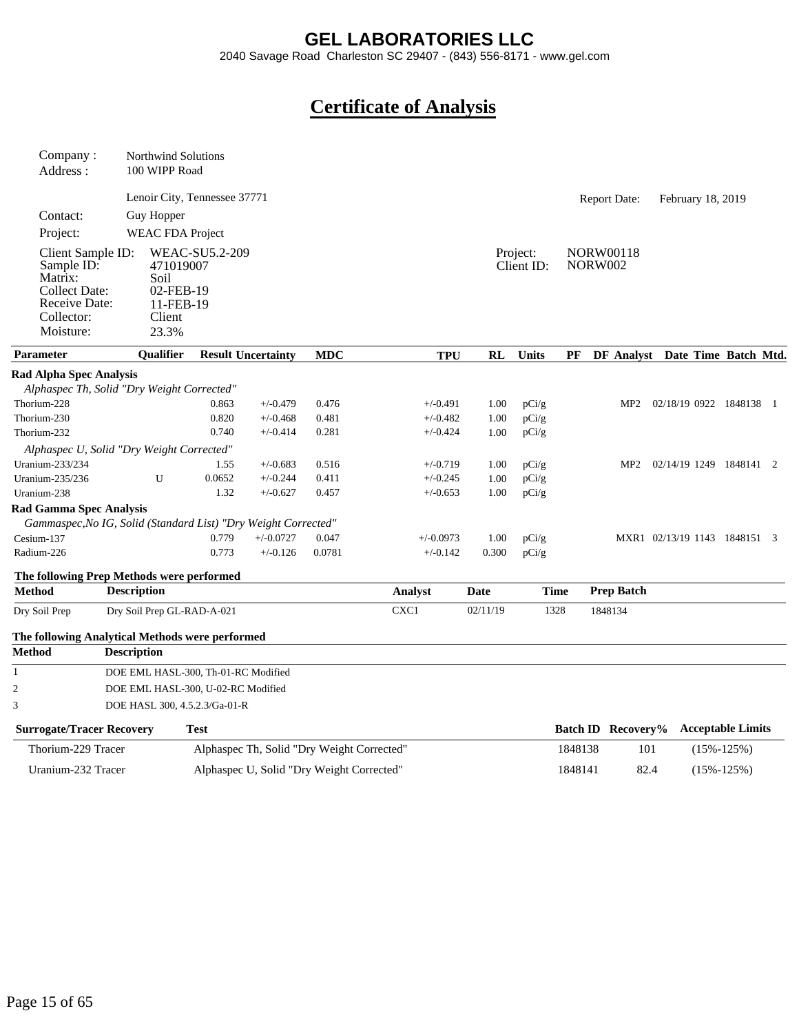# GEL LABORATORIES LLC

2040 Savage Road Charleston SC 29407 - (843) 556-8171 - www.gel.com

## Certificate of Analysis

Company : Northwind Solutions
Address : 100 WIPP Road

Lenoir City, Tennessee 37771

Report Date: February 18, 2019

Contact: Guy Hopper
Project: WEAC FDA Project

| | | | |
|---|---|---|---|
| Client Sample ID: | WEAC-SU5.2-209 | Project: | NORW00118 |
| Sample ID: | 471019007 | Client ID: | NORW002 |
| Matrix: | Soil | | |
| Collect Date: | 02-FEB-19 | | |
| Receive Date: | 11-FEB-19 | | |
| Collector: | Client | | |
| Moisture: | 23.3% | | |

| Parameter | Qualifier | Result | Uncertainty | MDC | TPU | RL | Units | PF | DF | Analyst | Date | Time | Batch | Mtd. |
|---|---|---|---|---|---|---|---|---|---|---|---|---|---|---|
| **Rad Alpha Spec Analysis** | | | | | | | | | | | | | | |
| *Alphaspec Th, Solid "Dry Weight Corrected"* | | | | | | | | | | | | | | |
| Thorium-228 | | 0.863 | +/-0.479 | 0.476 | +/-0.491 | 1.00 | pCi/g | | | MP2 | 02/18/19 | 0922 | 1848138 | 1 |
| Thorium-230 | | 0.820 | +/-0.468 | 0.481 | +/-0.482 | 1.00 | pCi/g | | | | | | | |
| Thorium-232 | | 0.740 | +/-0.414 | 0.281 | +/-0.424 | 1.00 | pCi/g | | | | | | | |
| *Alphaspec U, Solid "Dry Weight Corrected"* | | | | | | | | | | | | | | |
| Uranium-233/234 | | 1.55 | +/-0.683 | 0.516 | +/-0.719 | 1.00 | pCi/g | | | MP2 | 02/14/19 | 1249 | 1848141 | 2 |
| Uranium-235/236 | U | 0.0652 | +/-0.244 | 0.411 | +/-0.245 | 1.00 | pCi/g | | | | | | | |
| Uranium-238 | | 1.32 | +/-0.627 | 0.457 | +/-0.653 | 1.00 | pCi/g | | | | | | | |
| **Rad Gamma Spec Analysis** | | | | | | | | | | | | | | |
| *Gammaspec,No IG, Solid (Standard List) "Dry Weight Corrected"* | | | | | | | | | | | | | | |
| Cesium-137 | | 0.779 | +/-0.0727 | 0.047 | +/-0.0973 | 1.00 | pCi/g | | | MXR1 | 02/13/19 | 1143 | 1848151 | 3 |
| Radium-226 | | 0.773 | +/-0.126 | 0.0781 | +/-0.142 | 0.300 | pCi/g | | | | | | | |

**The following Prep Methods were performed**

| Method | Description | Analyst | Date | Time | Prep Batch |
|---|---|---|---|---|---|
| Dry Soil Prep | Dry Soil Prep GL-RAD-A-021 | CXC1 | 02/11/19 | 1328 | 1848134 |

**The following Analytical Methods were performed**

| Method | Description |
|---|---|
| 1 | DOE EML HASL-300, Th-01-RC Modified |
| 2 | DOE EML HASL-300, U-02-RC Modified |
| 3 | DOE HASL 300, 4.5.2.3/Ga-01-R |

| Surrogate/Tracer Recovery | Test | Batch ID | Recovery% | Acceptable Limits |
|---|---|---|---|---|
| Thorium-229 Tracer | Alphaspec Th, Solid "Dry Weight Corrected" | 1848138 | 101 | (15%-125%) |
| Uranium-232 Tracer | Alphaspec U, Solid "Dry Weight Corrected" | 1848141 | 82.4 | (15%-125%) |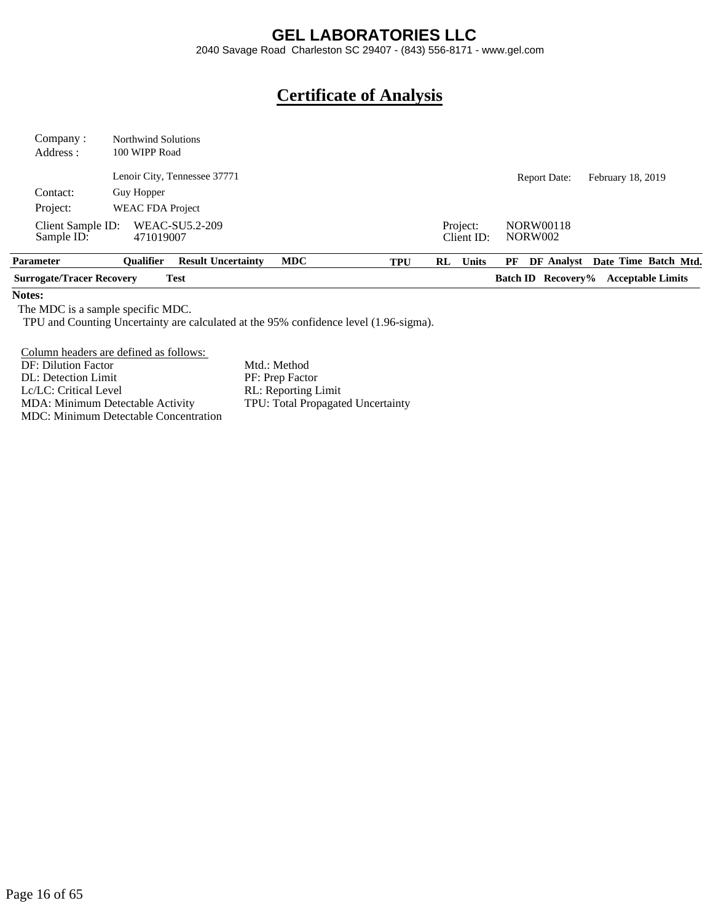# GEL LABORATORIES LLC

2040 Savage Road Charleston SC 29407 - (843) 556-8171 - www.gel.com

## Certificate of Analysis

| | | | | |
|---|---|---|---|---|
| Company : | Northwind Solutions | | | |
| Address : | 100 WIPP Road | | | |
| | Lenoir City, Tennessee 37771 | | Report Date: | February 18, 2019 |
| Contact: | Guy Hopper | | | |
| Project: | WEAC FDA Project | | | |
| Client Sample ID: | WEAC-SU5.2-209 | | Project: | NORW00118 |
| Sample ID: | 471019007 | | Client ID: | NORW002 |

| Parameter | Qualifier | Result Uncertainty | MDC | TPU | RL | Units | PF | DF | Analyst | Date | Time | Batch | Mtd. |
|---|---|---|---|---|---|---|---|---|---|---|---|---|---|

| Surrogate/Tracer Recovery | Test | Batch ID | Recovery% | Acceptable Limits |
|---|---|---|---|---|

**Notes:**

The MDC is a sample specific MDC.

TPU and Counting Uncertainty are calculated at the 95% confidence level (1.96-sigma).

Column headers are defined as follows:

DF: Dilution Factor
DL: Detection Limit
Lc/LC: Critical Level
MDA: Minimum Detectable Activity
MDC: Minimum Detectable Concentration
Mtd.: Method
PF: Prep Factor
RL: Reporting Limit
TPU: Total Propagated Uncertainty